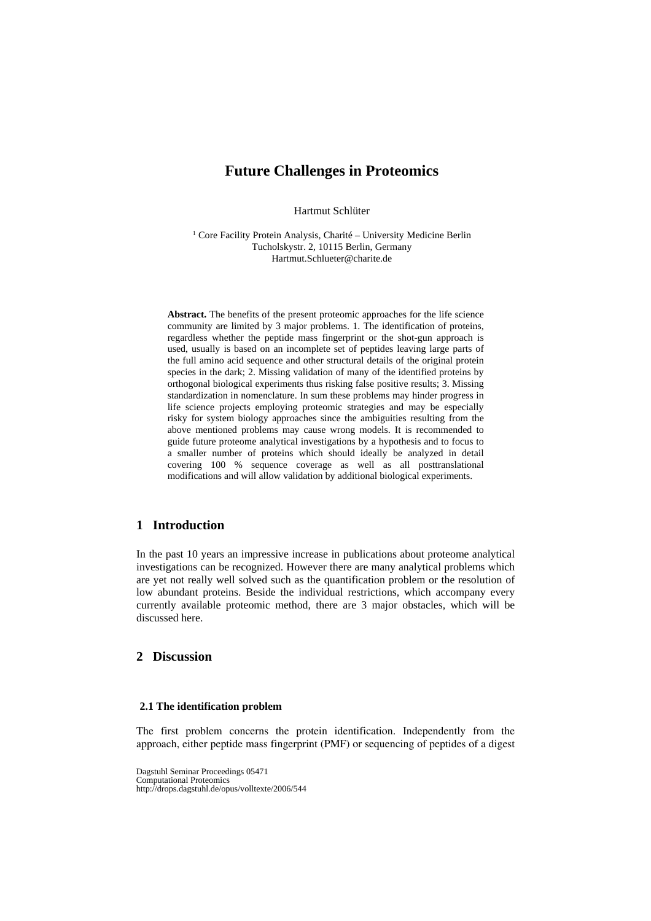# Future Challenges in Proteomics

Hartmut Schlüter

[1] Core Facility Protein Analysis, Charité – University Medicine Berlin
Tucholskystr. 2, 10115 Berlin, Germany
Hartmut.Schlueter@charite.de

**Abstract.** The benefits of the present proteomic approaches for the life science community are limited by 3 major problems. 1. The identification of proteins, regardless whether the peptide mass fingerprint or the shot-gun approach is used, usually is based on an incomplete set of peptides leaving large parts of the full amino acid sequence and other structural details of the original protein species in the dark; 2. Missing validation of many of the identified proteins by orthogonal biological experiments thus risking false positive results; 3. Missing standardization in nomenclature. In sum these problems may hinder progress in life science projects employing proteomic strategies and may be especially risky for system biology approaches since the ambiguities resulting from the above mentioned problems may cause wrong models. It is recommended to guide future proteome analytical investigations by a hypothesis and to focus to a smaller number of proteins which should ideally be analyzed in detail covering 100 % sequence coverage as well as all posttranslational modifications and will allow validation by additional biological experiments.

## 1 Introduction

In the past 10 years an impressive increase in publications about proteome analytical investigations can be recognized. However there are many analytical problems which are yet not really well solved such as the quantification problem or the resolution of low abundant proteins. Beside the individual restrictions, which accompany every currently available proteomic method, there are 3 major obstacles, which will be discussed here.

## 2 Discussion

### 2.1 The identification problem

The first problem concerns the protein identification. Independently from the approach, either peptide mass fingerprint (PMF) or sequencing of peptides of a digest

Dagstuhl Seminar Proceedings 05471
Computational Proteomics
http://drops.dagstuhl.de/opus/volltexte/2006/544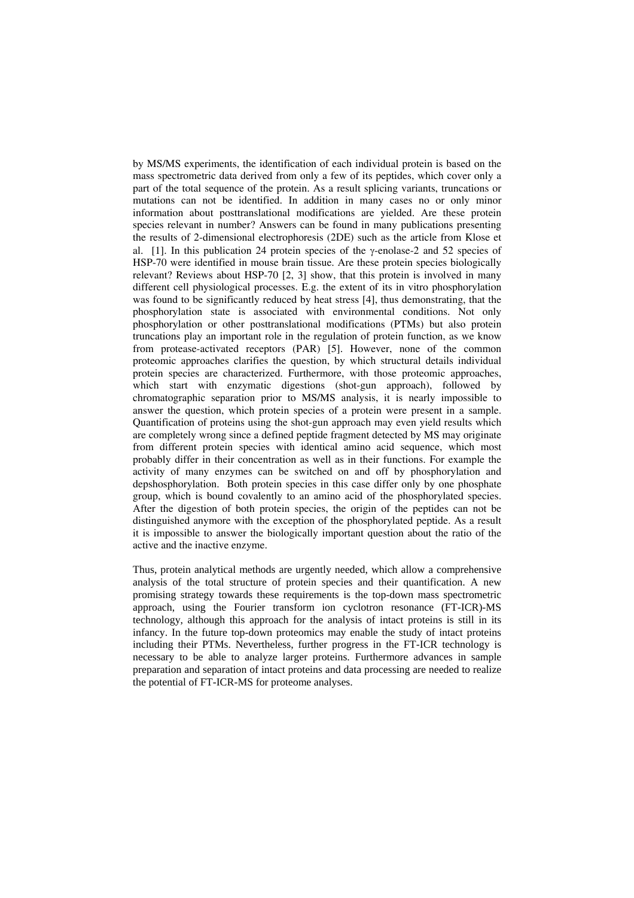by MS/MS experiments, the identification of each individual protein is based on the mass spectrometric data derived from only a few of its peptides, which cover only a part of the total sequence of the protein. As a result splicing variants, truncations or mutations can not be identified. In addition in many cases no or only minor information about posttranslational modifications are yielded. Are these protein species relevant in number? Answers can be found in many publications presenting the results of 2-dimensional electrophoresis (2DE) such as the article from Klose et al. [1]. In this publication 24 protein species of the γ-enolase-2 and 52 species of HSP-70 were identified in mouse brain tissue. Are these protein species biologically relevant? Reviews about HSP-70 [2, 3] show, that this protein is involved in many different cell physiological processes. E.g. the extent of its in vitro phosphorylation was found to be significantly reduced by heat stress [4], thus demonstrating, that the phosphorylation state is associated with environmental conditions. Not only phosphorylation or other posttranslational modifications (PTMs) but also protein truncations play an important role in the regulation of protein function, as we know from protease-activated receptors (PAR) [5]. However, none of the common proteomic approaches clarifies the question, by which structural details individual protein species are characterized. Furthermore, with those proteomic approaches, which start with enzymatic digestions (shot-gun approach), followed by chromatographic separation prior to MS/MS analysis, it is nearly impossible to answer the question, which protein species of a protein were present in a sample. Quantification of proteins using the shot-gun approach may even yield results which are completely wrong since a defined peptide fragment detected by MS may originate from different protein species with identical amino acid sequence, which most probably differ in their concentration as well as in their functions. For example the activity of many enzymes can be switched on and off by phosphorylation and depshosphorylation. Both protein species in this case differ only by one phosphate group, which is bound covalently to an amino acid of the phosphorylated species. After the digestion of both protein species, the origin of the peptides can not be distinguished anymore with the exception of the phosphorylated peptide. As a result it is impossible to answer the biologically important question about the ratio of the active and the inactive enzyme.

Thus, protein analytical methods are urgently needed, which allow a comprehensive analysis of the total structure of protein species and their quantification. A new promising strategy towards these requirements is the top-down mass spectrometric approach, using the Fourier transform ion cyclotron resonance (FT-ICR)-MS technology, although this approach for the analysis of intact proteins is still in its infancy. In the future top-down proteomics may enable the study of intact proteins including their PTMs. Nevertheless, further progress in the FT-ICR technology is necessary to be able to analyze larger proteins. Furthermore advances in sample preparation and separation of intact proteins and data processing are needed to realize the potential of FT-ICR-MS for proteome analyses.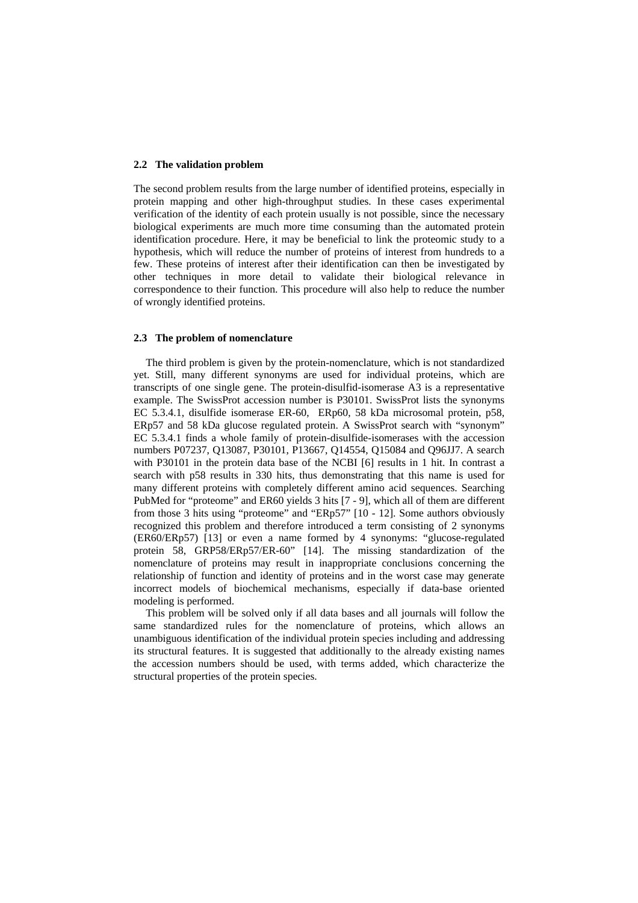### 2.2 The validation problem

The second problem results from the large number of identified proteins, especially in protein mapping and other high-throughput studies. In these cases experimental verification of the identity of each protein usually is not possible, since the necessary biological experiments are much more time consuming than the automated protein identification procedure. Here, it may be beneficial to link the proteomic study to a hypothesis, which will reduce the number of proteins of interest from hundreds to a few. These proteins of interest after their identification can then be investigated by other techniques in more detail to validate their biological relevance in correspondence to their function. This procedure will also help to reduce the number of wrongly identified proteins.

### 2.3 The problem of nomenclature

The third problem is given by the protein-nomenclature, which is not standardized yet. Still, many different synonyms are used for individual proteins, which are transcripts of one single gene. The protein-disulfid-isomerase A3 is a representative example. The SwissProt accession number is P30101. SwissProt lists the synonyms EC 5.3.4.1, disulfide isomerase ER-60, ERp60, 58 kDa microsomal protein, p58, ERp57 and 58 kDa glucose regulated protein. A SwissProt search with "synonym" EC 5.3.4.1 finds a whole family of protein-disulfide-isomerases with the accession numbers P07237, Q13087, P30101, P13667, Q14554, Q15084 and Q96JJ7. A search with P30101 in the protein data base of the NCBI [6] results in 1 hit. In contrast a search with p58 results in 330 hits, thus demonstrating that this name is used for many different proteins with completely different amino acid sequences. Searching PubMed for "proteome" and ER60 yields 3 hits [7 - 9], which all of them are different from those 3 hits using "proteome" and "ERp57" [10 - 12]. Some authors obviously recognized this problem and therefore introduced a term consisting of 2 synonyms (ER60/ERp57) [13] or even a name formed by 4 synonyms: "glucose-regulated protein 58, GRP58/ERp57/ER-60" [14]. The missing standardization of the nomenclature of proteins may result in inappropriate conclusions concerning the relationship of function and identity of proteins and in the worst case may generate incorrect models of biochemical mechanisms, especially if data-base oriented modeling is performed.

This problem will be solved only if all data bases and all journals will follow the same standardized rules for the nomenclature of proteins, which allows an unambiguous identification of the individual protein species including and addressing its structural features. It is suggested that additionally to the already existing names the accession numbers should be used, with terms added, which characterize the structural properties of the protein species.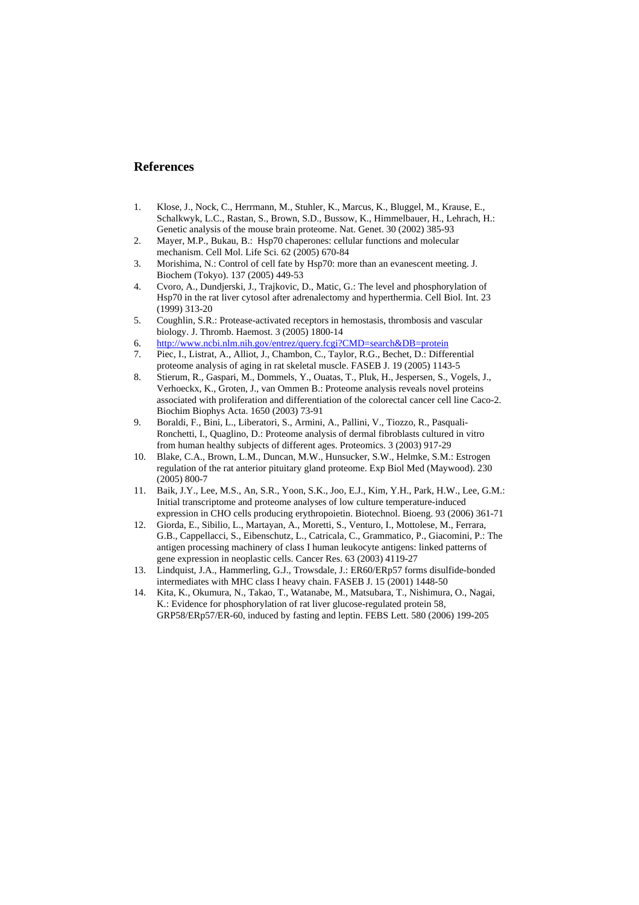## References

1. Klose, J., Nock, C., Herrmann, M., Stuhler, K., Marcus, K., Bluggel, M., Krause, E., Schalkwyk, L.C., Rastan, S., Brown, S.D., Bussow, K., Himmelbauer, H., Lehrach, H.: Genetic analysis of the mouse brain proteome. Nat. Genet. 30 (2002) 385-93
2. Mayer, M.P., Bukau, B.: Hsp70 chaperones: cellular functions and molecular mechanism. Cell Mol. Life Sci. 62 (2005) 670-84
3. Morishima, N.: Control of cell fate by Hsp70: more than an evanescent meeting. J. Biochem (Tokyo). 137 (2005) 449-53
4. Cvoro, A., Dundjerski, J., Trajkovic, D., Matic, G.: The level and phosphorylation of Hsp70 in the rat liver cytosol after adrenalectomy and hyperthermia. Cell Biol. Int. 23 (1999) 313-20
5. Coughlin, S.R.: Protease-activated receptors in hemostasis, thrombosis and vascular biology. J. Thromb. Haemost. 3 (2005) 1800-14
6. http://www.ncbi.nlm.nih.gov/entrez/query.fcgi?CMD=search&DB=protein
7. Piec, I., Listrat, A., Alliot, J., Chambon, C., Taylor, R.G., Bechet, D.: Differential proteome analysis of aging in rat skeletal muscle. FASEB J. 19 (2005) 1143-5
8. Stierum, R., Gaspari, M., Dommels, Y., Ouatas, T., Pluk, H., Jespersen, S., Vogels, J., Verhoeckx, K., Groten, J., van Ommen B.: Proteome analysis reveals novel proteins associated with proliferation and differentiation of the colorectal cancer cell line Caco-2. Biochim Biophys Acta. 1650 (2003) 73-91
9. Boraldi, F., Bini, L., Liberatori, S., Armini, A., Pallini, V., Tiozzo, R., Pasquali-Ronchetti, I., Quaglino, D.: Proteome analysis of dermal fibroblasts cultured in vitro from human healthy subjects of different ages. Proteomics. 3 (2003) 917-29
10. Blake, C.A., Brown, L.M., Duncan, M.W., Hunsucker, S.W., Helmke, S.M.: Estrogen regulation of the rat anterior pituitary gland proteome. Exp Biol Med (Maywood). 230 (2005) 800-7
11. Baik, J.Y., Lee, M.S., An, S.R., Yoon, S.K., Joo, E.J., Kim, Y.H., Park, H.W., Lee, G.M.: Initial transcriptome and proteome analyses of low culture temperature-induced expression in CHO cells producing erythropoietin. Biotechnol. Bioeng. 93 (2006) 361-71
12. Giorda, E., Sibilio, L., Martayan, A., Moretti, S., Venturo, I., Mottolese, M., Ferrara, G.B., Cappellacci, S., Eibenschutz, L., Catricala, C., Grammatico, P., Giacomini, P.: The antigen processing machinery of class I human leukocyte antigens: linked patterns of gene expression in neoplastic cells. Cancer Res. 63 (2003) 4119-27
13. Lindquist, J.A., Hammerling, G.J., Trowsdale, J.: ER60/ERp57 forms disulfide-bonded intermediates with MHC class I heavy chain. FASEB J. 15 (2001) 1448-50
14. Kita, K., Okumura, N., Takao, T., Watanabe, M., Matsubara, T., Nishimura, O., Nagai, K.: Evidence for phosphorylation of rat liver glucose-regulated protein 58, GRP58/ERp57/ER-60, induced by fasting and leptin. FEBS Lett. 580 (2006) 199-205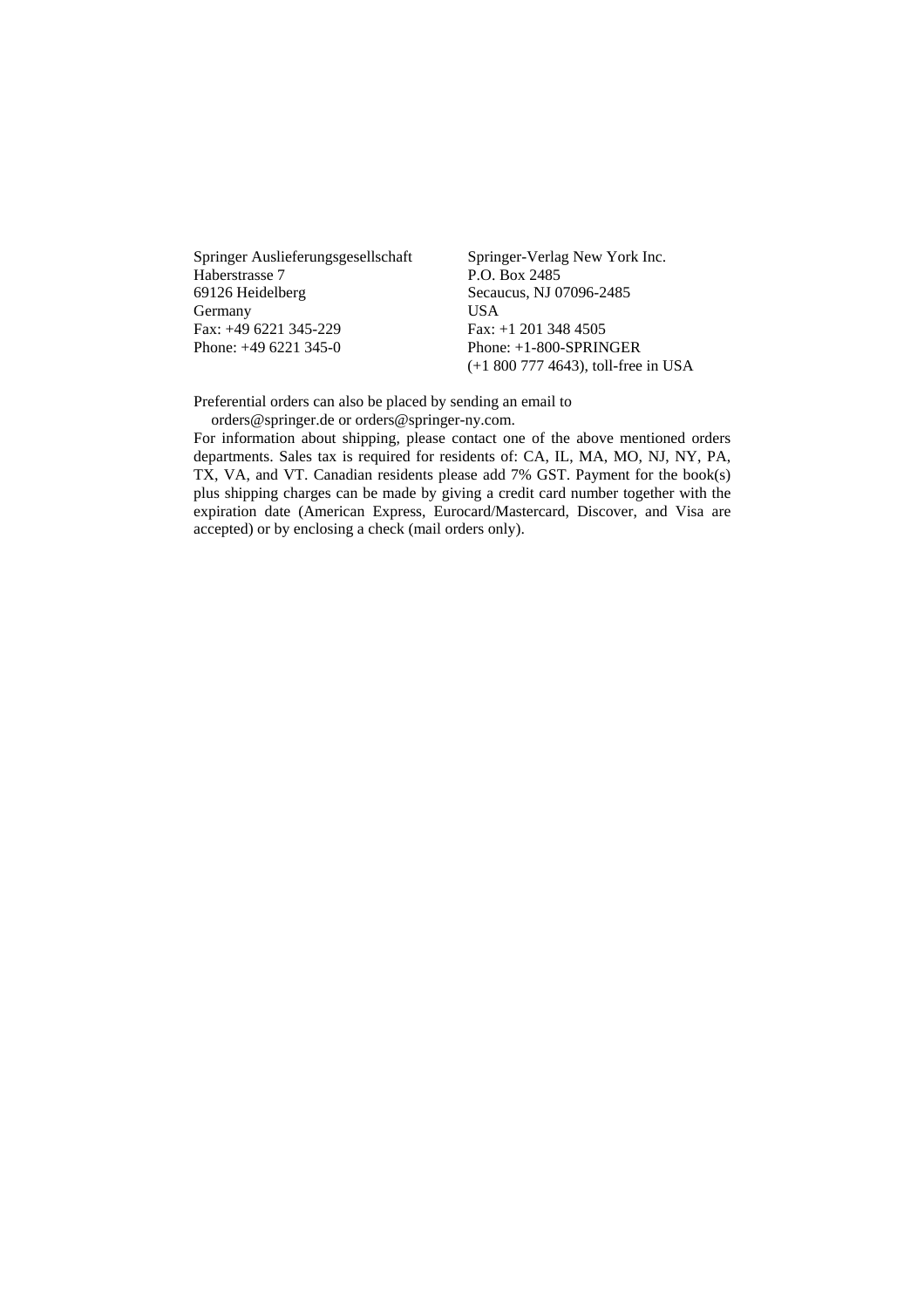Springer Auslieferungsgesellschaft
Haberstrasse 7
69126 Heidelberg
Germany
Fax: +49 6221 345-229
Phone: +49 6221 345-0

Springer-Verlag New York Inc.
P.O. Box 2485
Secaucus, NJ 07096-2485
USA
Fax: +1 201 348 4505
Phone: +1-800-SPRINGER
(+1 800 777 4643), toll-free in USA

Preferential orders can also be placed by sending an email to
orders@springer.de or orders@springer-ny.com.
For information about shipping, please contact one of the above mentioned orders departments. Sales tax is required for residents of: CA, IL, MA, MO, NJ, NY, PA, TX, VA, and VT. Canadian residents please add 7% GST. Payment for the book(s) plus shipping charges can be made by giving a credit card number together with the expiration date (American Express, Eurocard/Mastercard, Discover, and Visa are accepted) or by enclosing a check (mail orders only).